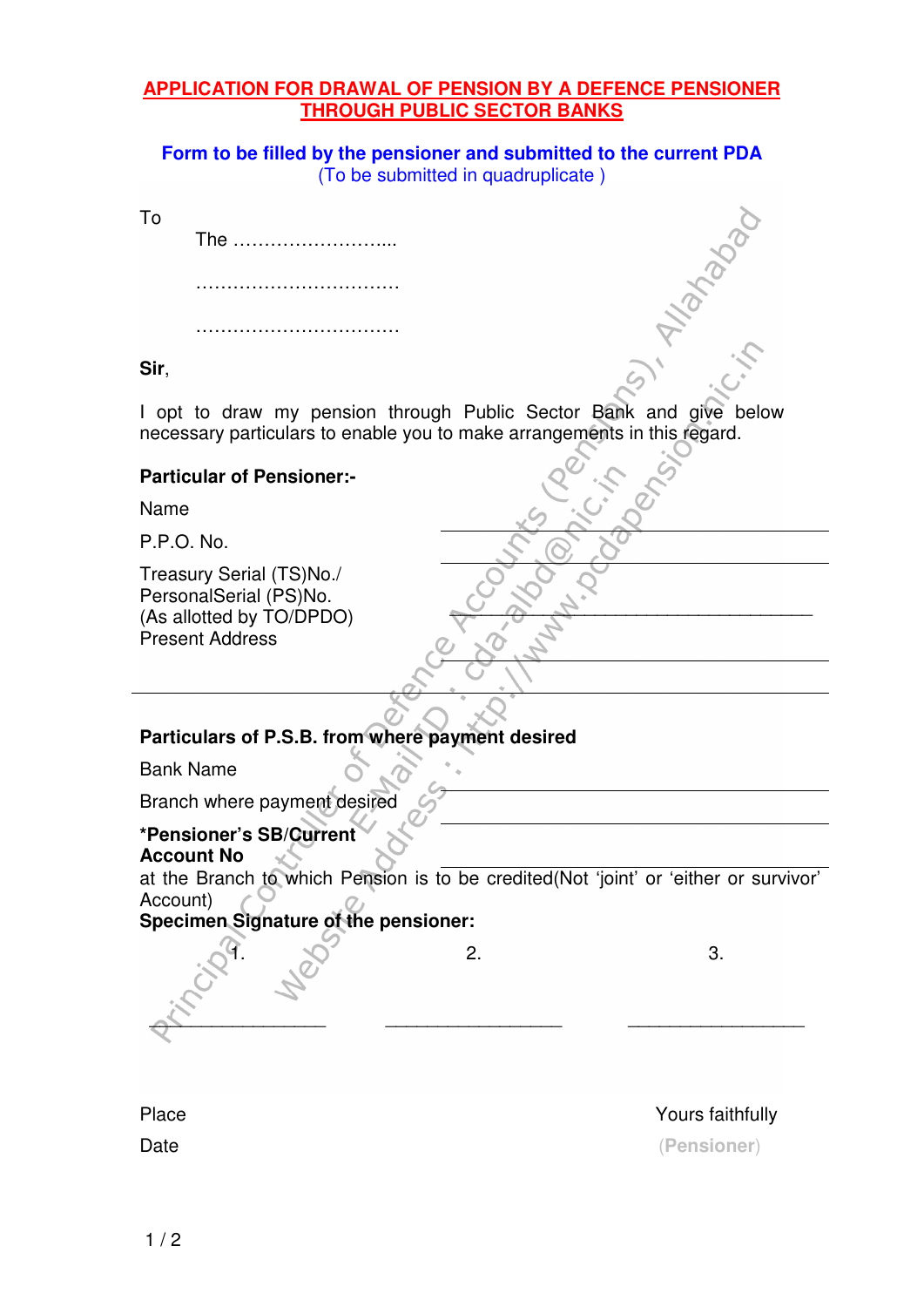# APPLICATION FOR DRAWAL OF PENSION BY A DEFENCE PENSIONER THROUGH PUBLIC SECTOR BANKS

**Form to be filled by the pensioner and submitted to the current PDA**
(To be submitted in quadruplicate )

To

The ……………………...

……………………………

……………………………

**Sir**,

I opt to draw my pension through Public Sector Bank and give below necessary particulars to enable you to make arrangements in this regard.

**Particular of Pensioner:-**

Name ______________________________

P.P.O. No. ______________________________

Treasury Serial (TS)No./
PersonalSerial (PS)No.
(As allotted by TO/DPDO) ______________________________

Present Address ______________________________

______________________________

**Particulars of P.S.B. from where payment desired**

Bank Name ______________________________

Branch where payment desired ______________________________

**\*Pensioner's SB/Current Account No** ______________________________

at the Branch to which Pension is to be credited(Not 'joint' or 'either or survivor' Account)

**Specimen Signature of the pensioner:**

1. ________________ 2. ________________ 3. ________________

Place

Date

Yours faithfully

(**Pensioner**)

Principal Controller of Defence Accounts (Pensions), Allahabad
E-Mail ID : cda-albd@nic.in
Website Address : http://www.pcdapension.nic.in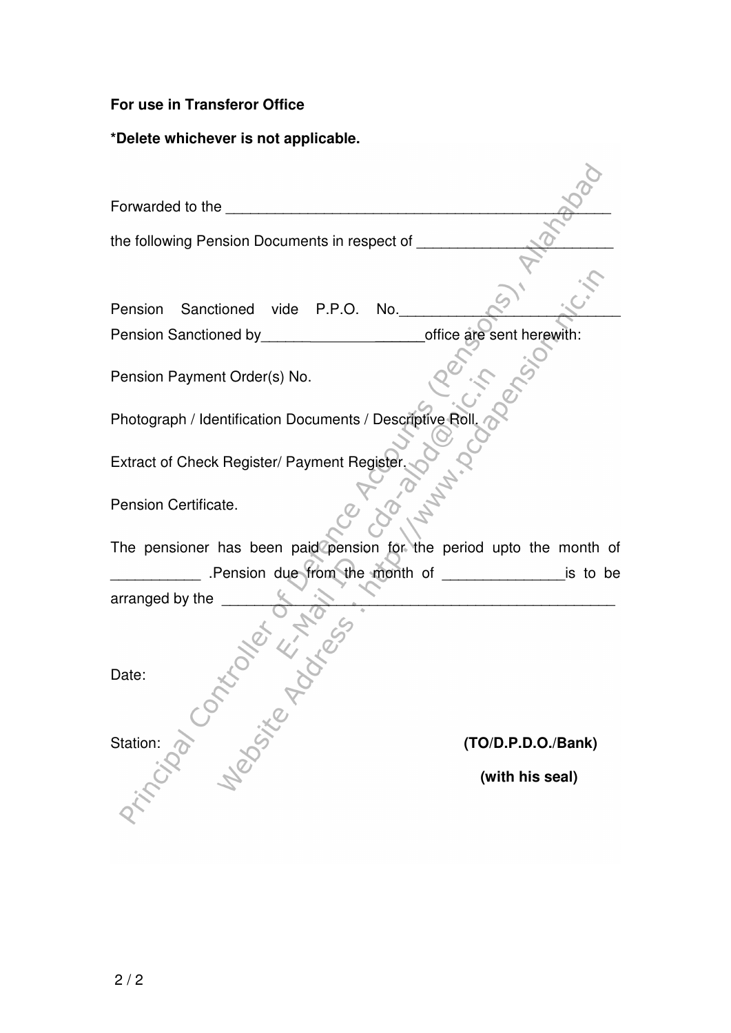**For use in Transferor Office**

***Delete whichever is not applicable.**

Forwarded to the ______________________________________________

the following Pension Documents in respect of ________________________

Pension Sanctioned vide P.P.O. No.___________________________

Pension Sanctioned by_______________________office are sent herewith:

Pension Payment Order(s) No.

Photograph / Identification Documents / Descriptive Roll.

Extract of Check Register/ Payment Register.

Pension Certificate.

The pensioner has been paid pension for the period upto the month of ___________ .Pension due from the month of ______________is to be arranged by the _______________________________________________

Date:

Station:

**(TO/D.P.D.O./Bank)**

**(with his seal)**